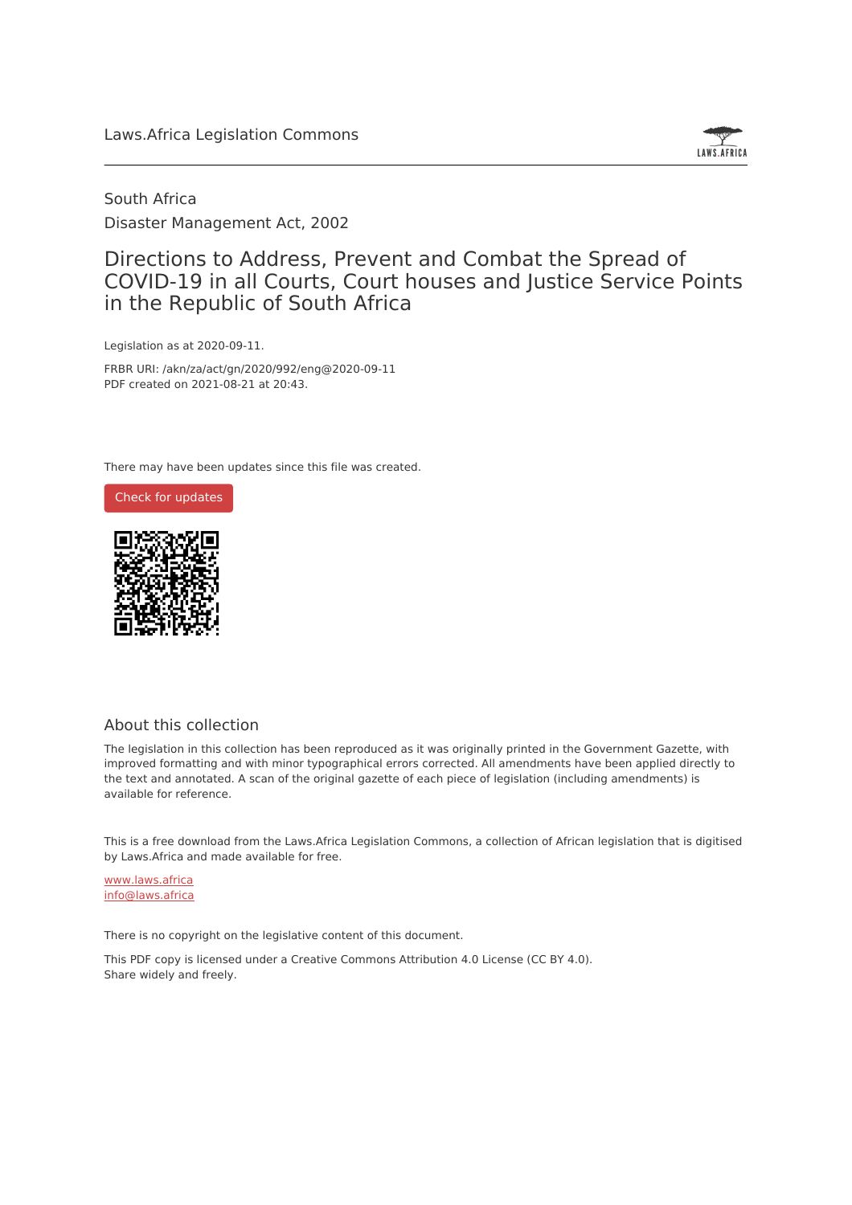Laws.Africa Legislation Commons

South Africa

Disaster Management Act, 2002

# Directions to Address, Prevent and Combat the Spread of COVID-19 in all Courts, Court houses and Justice Service Points in the Republic of South Africa

Legislation as at 2020-09-11.

FRBR URI: /akn/za/act/gn/2020/992/eng@2020-09-11

PDF created on 2021-08-21 at 20:43.

There may have been updates since this file was created.

Check for updates

## About this collection

The legislation in this collection has been reproduced as it was originally printed in the Government Gazette, with improved formatting and with minor typographical errors corrected. All amendments have been applied directly to the text and annotated. A scan of the original gazette of each piece of legislation (including amendments) is available for reference.

This is a free download from the Laws.Africa Legislation Commons, a collection of African legislation that is digitised by Laws.Africa and made available for free.

www.laws.africa

info@laws.africa

There is no copyright on the legislative content of this document.

This PDF copy is licensed under a Creative Commons Attribution 4.0 License (CC BY 4.0).
Share widely and freely.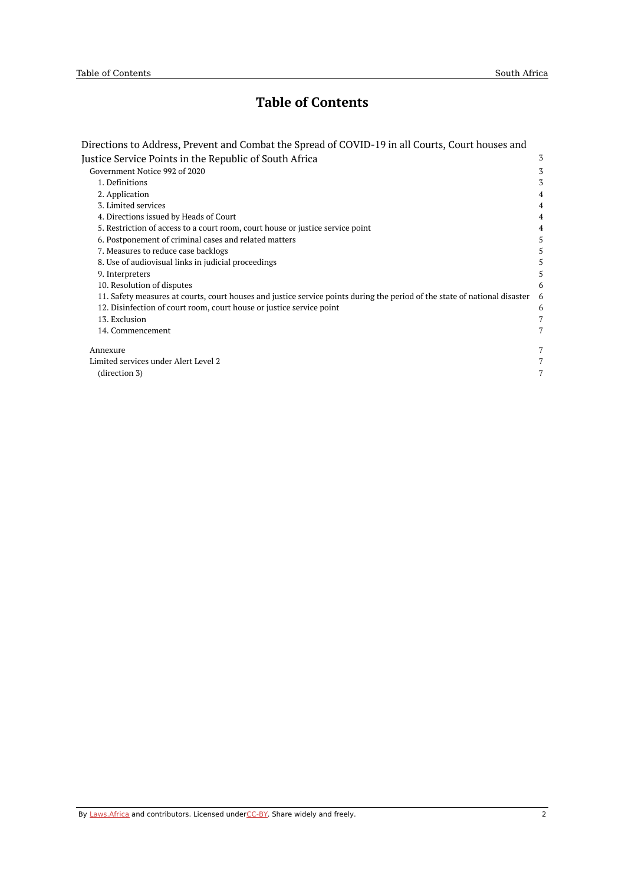# Table of Contents

| | |
|---|---|
| Directions to Address, Prevent and Combat the Spread of COVID-19 in all Courts, Court houses and Justice Service Points in the Republic of South Africa | 3 |
| Government Notice 992 of 2020 | 3 |
| 1. Definitions | 3 |
| 2. Application | 4 |
| 3. Limited services | 4 |
| 4. Directions issued by Heads of Court | 4 |
| 5. Restriction of access to a court room, court house or justice service point | 4 |
| 6. Postponement of criminal cases and related matters | 5 |
| 7. Measures to reduce case backlogs | 5 |
| 8. Use of audiovisual links in judicial proceedings | 5 |
| 9. Interpreters | 5 |
| 10. Resolution of disputes | 6 |
| 11. Safety measures at courts, court houses and justice service points during the period of the state of national disaster | 6 |
| 12. Disinfection of court room, court house or justice service point | 6 |
| 13. Exclusion | 7 |
| 14. Commencement | 7 |
| Annexure | 7 |
| Limited services under Alert Level 2 | 7 |
| (direction 3) | 7 |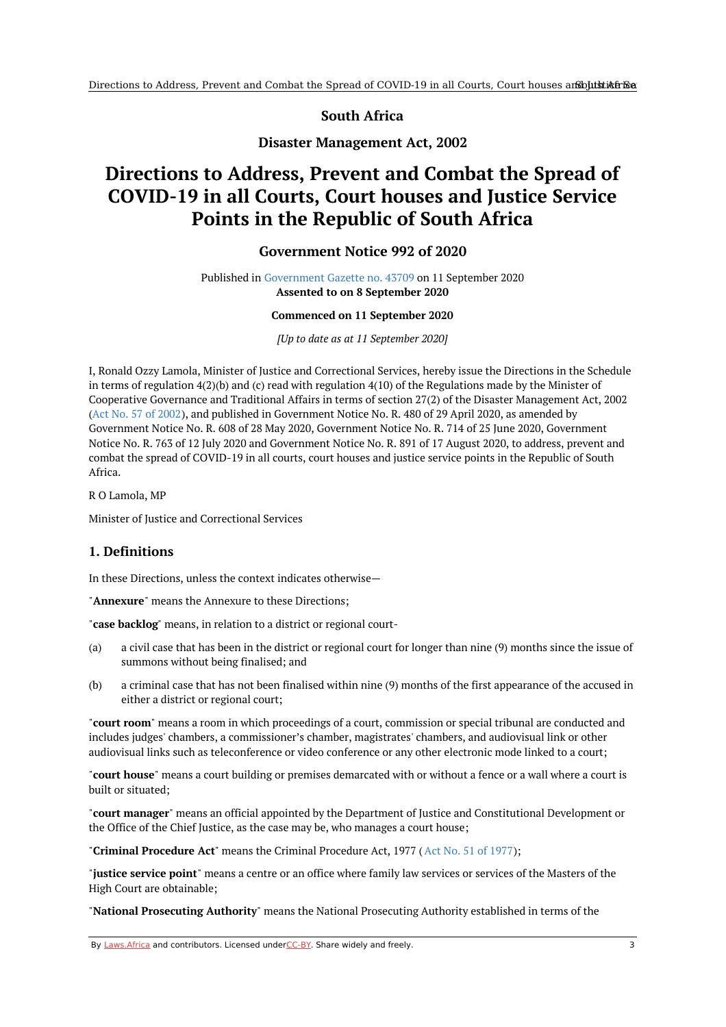**South Africa**

**Disaster Management Act, 2002**

# Directions to Address, Prevent and Combat the Spread of COVID-19 in all Courts, Court houses and Justice Service Points in the Republic of South Africa

## Government Notice 992 of 2020

Published in Government Gazette no. 43709 on 11 September 2020
**Assented to on 8 September 2020**

**Commenced on 11 September 2020**

*[Up to date as at 11 September 2020]*

I, Ronald Ozzy Lamola, Minister of Justice and Correctional Services, hereby issue the Directions in the Schedule in terms of regulation 4(2)(b) and (c) read with regulation 4(10) of the Regulations made by the Minister of Cooperative Governance and Traditional Affairs in terms of section 27(2) of the Disaster Management Act, 2002 (Act No. 57 of 2002), and published in Government Notice No. R. 480 of 29 April 2020, as amended by Government Notice No. R. 608 of 28 May 2020, Government Notice No. R. 714 of 25 June 2020, Government Notice No. R. 763 of 12 July 2020 and Government Notice No. R. 891 of 17 August 2020, to address, prevent and combat the spread of COVID-19 in all courts, court houses and justice service points in the Republic of South Africa.

R O Lamola, MP

Minister of Justice and Correctional Services

### 1. Definitions

In these Directions, unless the context indicates otherwise—

"**Annexure**" means the Annexure to these Directions;

"**case backlog**" means, in relation to a district or regional court-

(a) a civil case that has been in the district or regional court for longer than nine (9) months since the issue of summons without being finalised; and

(b) a criminal case that has not been finalised within nine (9) months of the first appearance of the accused in either a district or regional court;

"**court room**" means a room in which proceedings of a court, commission or special tribunal are conducted and includes judges' chambers, a commissioner's chamber, magistrates' chambers, and audiovisual link or other audiovisual links such as teleconference or video conference or any other electronic mode linked to a court;

"**court house**" means a court building or premises demarcated with or without a fence or a wall where a court is built or situated;

"**court manager**" means an official appointed by the Department of Justice and Constitutional Development or the Office of the Chief Justice, as the case may be, who manages a court house;

"**Criminal Procedure Act**" means the Criminal Procedure Act, 1977 (Act No. 51 of 1977);

"**justice service point**" means a centre or an office where family law services or services of the Masters of the High Court are obtainable;

"**National Prosecuting Authority**" means the National Prosecuting Authority established in terms of the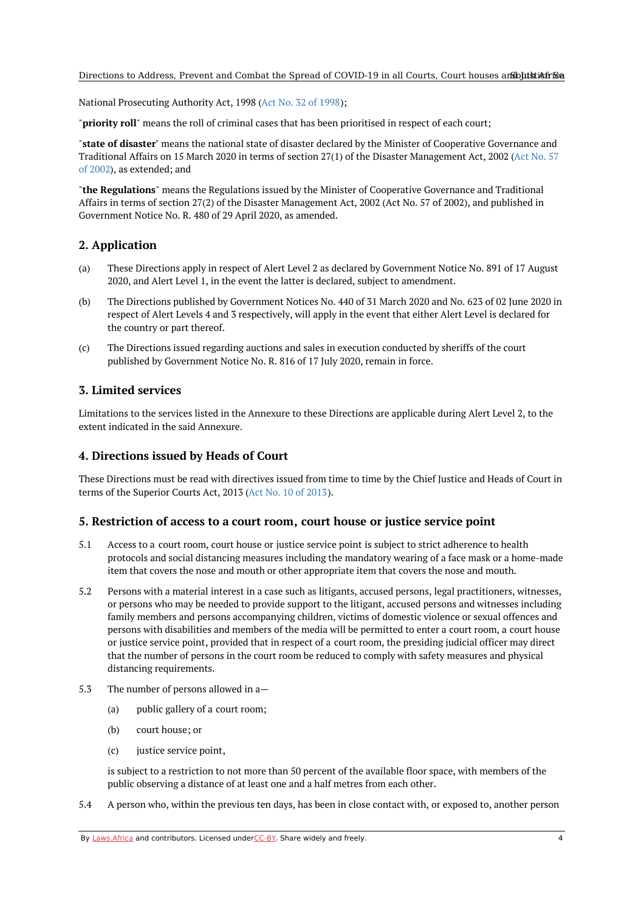National Prosecuting Authority Act, 1998 (Act No. 32 of 1998);

"**priority roll**" means the roll of criminal cases that has been prioritised in respect of each court;

"**state of disaster**" means the national state of disaster declared by the Minister of Cooperative Governance and Traditional Affairs on 15 March 2020 in terms of section 27(1) of the Disaster Management Act, 2002 (Act No. 57 of 2002), as extended; and

"**the Regulations**" means the Regulations issued by the Minister of Cooperative Governance and Traditional Affairs in terms of section 27(2) of the Disaster Management Act, 2002 (Act No. 57 of 2002), and published in Government Notice No. R. 480 of 29 April 2020, as amended.

## 2. Application

(a) These Directions apply in respect of Alert Level 2 as declared by Government Notice No. 891 of 17 August 2020, and Alert Level 1, in the event the latter is declared, subject to amendment.

(b) The Directions published by Government Notices No. 440 of 31 March 2020 and No. 623 of 02 June 2020 in respect of Alert Levels 4 and 3 respectively, will apply in the event that either Alert Level is declared for the country or part thereof.

(c) The Directions issued regarding auctions and sales in execution conducted by sheriffs of the court published by Government Notice No. R. 816 of 17 July 2020, remain in force.

## 3. Limited services

Limitations to the services listed in the Annexure to these Directions are applicable during Alert Level 2, to the extent indicated in the said Annexure.

## 4. Directions issued by Heads of Court

These Directions must be read with directives issued from time to time by the Chief Justice and Heads of Court in terms of the Superior Courts Act, 2013 (Act No. 10 of 2013).

## 5. Restriction of access to a court room, court house or justice service point

5.1 Access to a court room, court house or justice service point is subject to strict adherence to health protocols and social distancing measures including the mandatory wearing of a face mask or a home-made item that covers the nose and mouth or other appropriate item that covers the nose and mouth.

5.2 Persons with a material interest in a case such as litigants, accused persons, legal practitioners, witnesses, or persons who may be needed to provide support to the litigant, accused persons and witnesses including family members and persons accompanying children, victims of domestic violence or sexual offences and persons with disabilities and members of the media will be permitted to enter a court room, a court house or justice service point, provided that in respect of a court room, the presiding judicial officer may direct that the number of persons in the court room be reduced to comply with safety measures and physical distancing requirements.

5.3 The number of persons allowed in a—

(a) public gallery of a court room;

(b) court house; or

(c) justice service point,

is subject to a restriction to not more than 50 percent of the available floor space, with members of the public observing a distance of at least one and a half metres from each other.

5.4 A person who, within the previous ten days, has been in close contact with, or exposed to, another person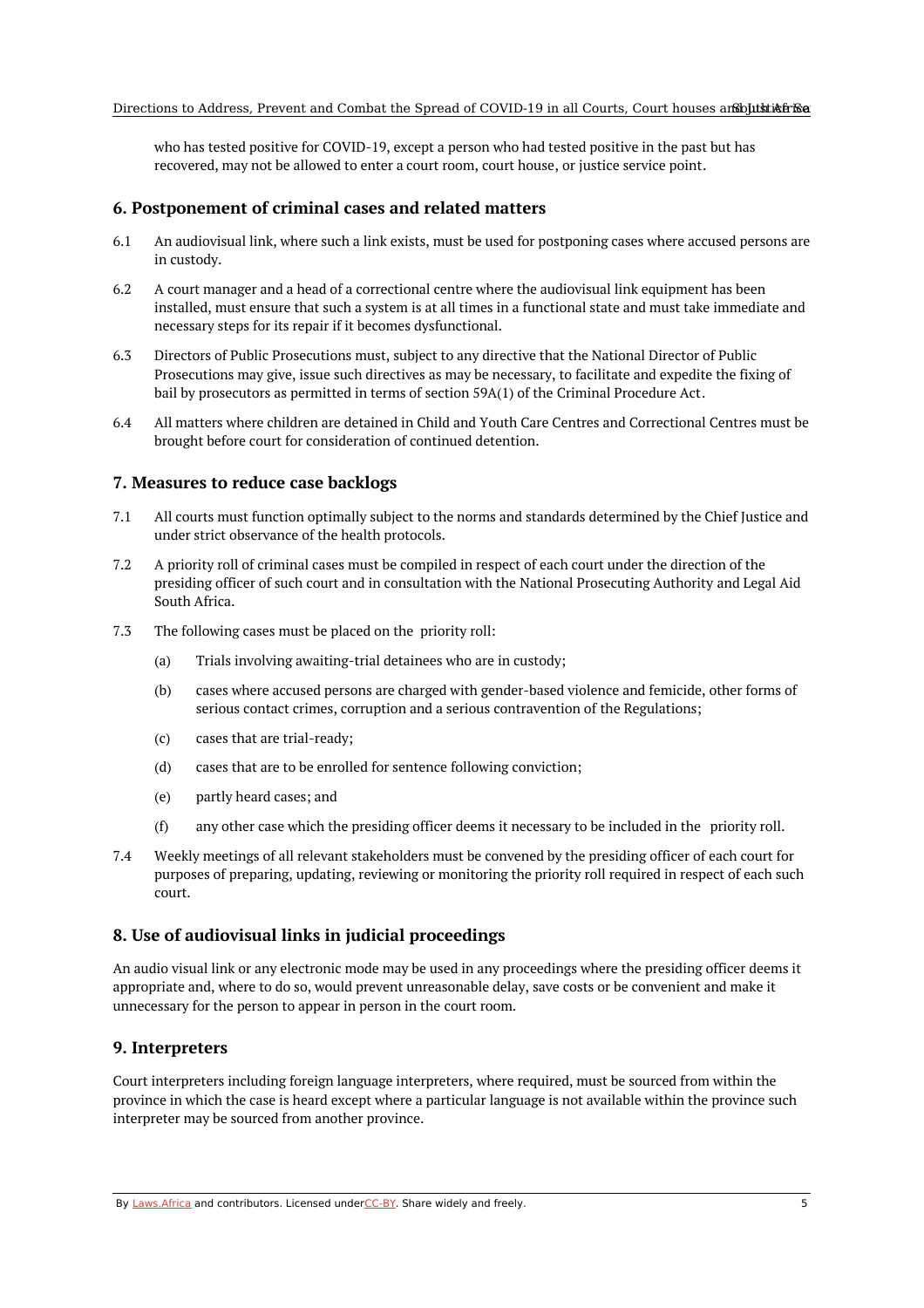who has tested positive for COVID-19, except a person who had tested positive in the past but has recovered, may not be allowed to enter a court room, court house, or justice service point.

## 6. Postponement of criminal cases and related matters

6.1 An audiovisual link, where such a link exists, must be used for postponing cases where accused persons are in custody.

6.2 A court manager and a head of a correctional centre where the audiovisual link equipment has been installed, must ensure that such a system is at all times in a functional state and must take immediate and necessary steps for its repair if it becomes dysfunctional.

6.3 Directors of Public Prosecutions must, subject to any directive that the National Director of Public Prosecutions may give, issue such directives as may be necessary, to facilitate and expedite the fixing of bail by prosecutors as permitted in terms of section 59A(1) of the Criminal Procedure Act.

6.4 All matters where children are detained in Child and Youth Care Centres and Correctional Centres must be brought before court for consideration of continued detention.

## 7. Measures to reduce case backlogs

7.1 All courts must function optimally subject to the norms and standards determined by the Chief Justice and under strict observance of the health protocols.

7.2 A priority roll of criminal cases must be compiled in respect of each court under the direction of the presiding officer of such court and in consultation with the National Prosecuting Authority and Legal Aid South Africa.

7.3 The following cases must be placed on the priority roll:

(a) Trials involving awaiting-trial detainees who are in custody;

(b) cases where accused persons are charged with gender-based violence and femicide, other forms of serious contact crimes, corruption and a serious contravention of the Regulations;

(c) cases that are trial-ready;

(d) cases that are to be enrolled for sentence following conviction;

(e) partly heard cases; and

(f) any other case which the presiding officer deems it necessary to be included in the priority roll.

7.4 Weekly meetings of all relevant stakeholders must be convened by the presiding officer of each court for purposes of preparing, updating, reviewing or monitoring the priority roll required in respect of each such court.

## 8. Use of audiovisual links in judicial proceedings

An audio visual link or any electronic mode may be used in any proceedings where the presiding officer deems it appropriate and, where to do so, would prevent unreasonable delay, save costs or be convenient and make it unnecessary for the person to appear in person in the court room.

## 9. Interpreters

Court interpreters including foreign language interpreters, where required, must be sourced from within the province in which the case is heard except where a particular language is not available within the province such interpreter may be sourced from another province.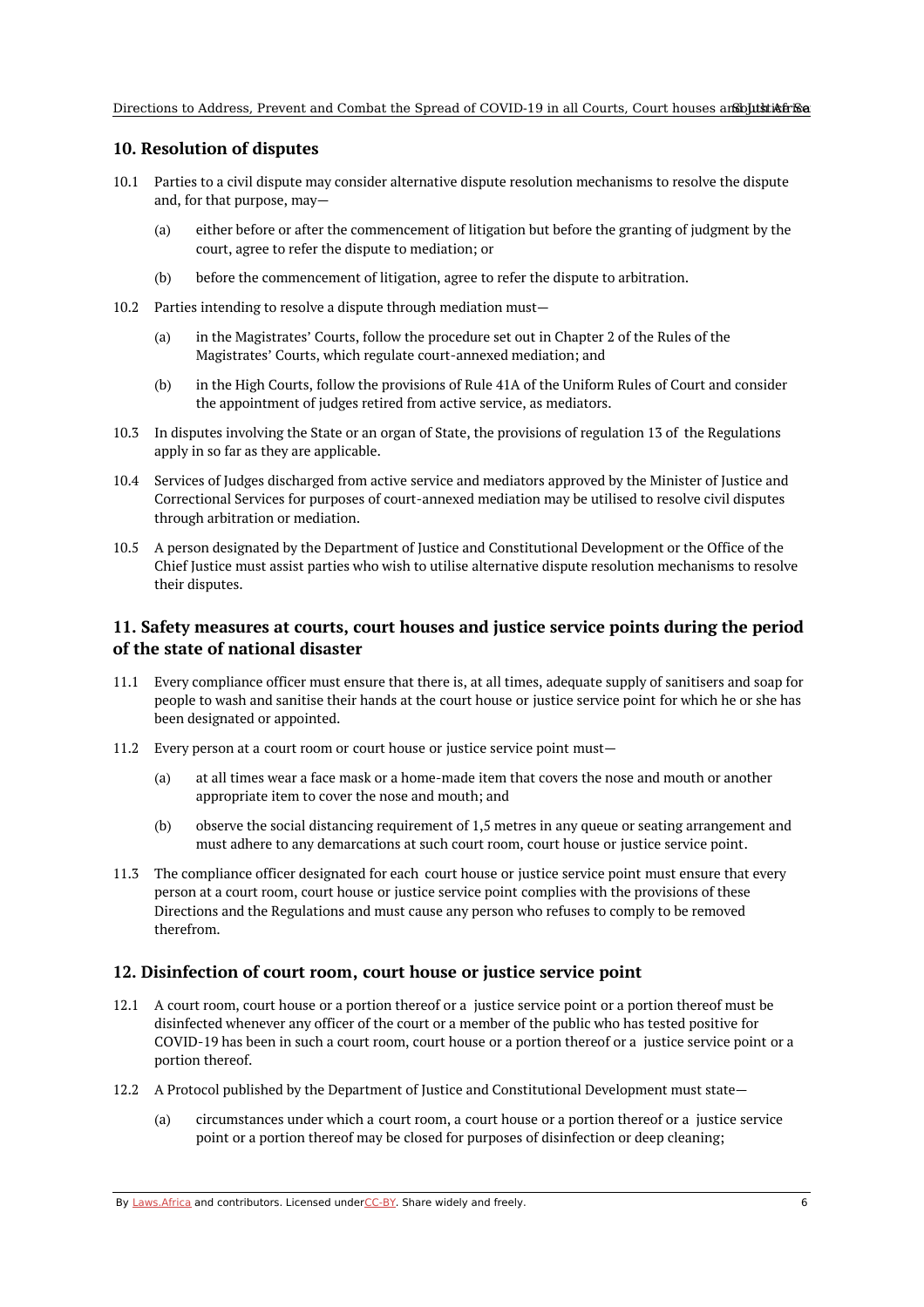## 10. Resolution of disputes

10.1 Parties to a civil dispute may consider alternative dispute resolution mechanisms to resolve the dispute and, for that purpose, may—

(a) either before or after the commencement of litigation but before the granting of judgment by the court, agree to refer the dispute to mediation; or

(b) before the commencement of litigation, agree to refer the dispute to arbitration.

10.2 Parties intending to resolve a dispute through mediation must—

(a) in the Magistrates' Courts, follow the procedure set out in Chapter 2 of the Rules of the Magistrates' Courts, which regulate court-annexed mediation; and

(b) in the High Courts, follow the provisions of Rule 41A of the Uniform Rules of Court and consider the appointment of judges retired from active service, as mediators.

10.3 In disputes involving the State or an organ of State, the provisions of regulation 13 of the Regulations apply in so far as they are applicable.

10.4 Services of Judges discharged from active service and mediators approved by the Minister of Justice and Correctional Services for purposes of court-annexed mediation may be utilised to resolve civil disputes through arbitration or mediation.

10.5 A person designated by the Department of Justice and Constitutional Development or the Office of the Chief Justice must assist parties who wish to utilise alternative dispute resolution mechanisms to resolve their disputes.

## 11. Safety measures at courts, court houses and justice service points during the period of the state of national disaster

11.1 Every compliance officer must ensure that there is, at all times, adequate supply of sanitisers and soap for people to wash and sanitise their hands at the court house or justice service point for which he or she has been designated or appointed.

11.2 Every person at a court room or court house or justice service point must—

(a) at all times wear a face mask or a home-made item that covers the nose and mouth or another appropriate item to cover the nose and mouth; and

(b) observe the social distancing requirement of 1,5 metres in any queue or seating arrangement and must adhere to any demarcations at such court room, court house or justice service point.

11.3 The compliance officer designated for each court house or justice service point must ensure that every person at a court room, court house or justice service point complies with the provisions of these Directions and the Regulations and must cause any person who refuses to comply to be removed therefrom.

## 12. Disinfection of court room, court house or justice service point

12.1 A court room, court house or a portion thereof or a justice service point or a portion thereof must be disinfected whenever any officer of the court or a member of the public who has tested positive for COVID-19 has been in such a court room, court house or a portion thereof or a justice service point or a portion thereof.

12.2 A Protocol published by the Department of Justice and Constitutional Development must state—

(a) circumstances under which a court room, a court house or a portion thereof or a justice service point or a portion thereof may be closed for purposes of disinfection or deep cleaning;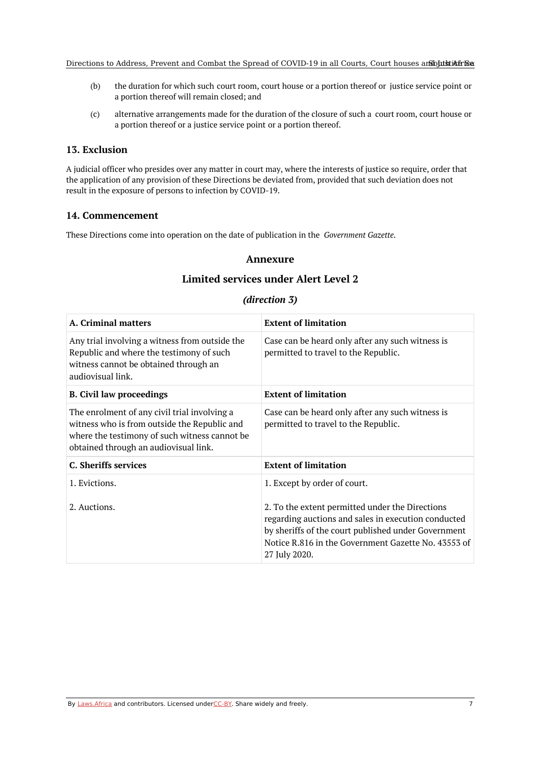(b) the duration for which such court room, court house or a portion thereof or justice service point or a portion thereof will remain closed; and

(c) alternative arrangements made for the duration of the closure of such a court room, court house or a portion thereof or a justice service point or a portion thereof.

## 13. Exclusion

A judicial officer who presides over any matter in court may, where the interests of justice so require, order that the application of any provision of these Directions be deviated from, provided that such deviation does not result in the exposure of persons to infection by COVID-19.

## 14. Commencement

These Directions come into operation on the date of publication in the *Government Gazette*.

## Annexure

## Limited services under Alert Level 2

### *(direction 3)*

| **A. Criminal matters** | **Extent of limitation** |
|---|---|
| Any trial involving a witness from outside the Republic and where the testimony of such witness cannot be obtained through an audiovisual link. | Case can be heard only after any such witness is permitted to travel to the Republic. |
| **B. Civil law proceedings** | **Extent of limitation** |
| The enrolment of any civil trial involving a witness who is from outside the Republic and where the testimony of such witness cannot be obtained through an audiovisual link. | Case can be heard only after any such witness is permitted to travel to the Republic. |
| **C. Sheriffs services** | **Extent of limitation** |
| 1. Evictions. | 1. Except by order of court. |
| 2. Auctions. | 2. To the extent permitted under the Directions regarding auctions and sales in execution conducted by sheriffs of the court published under Government Notice R.816 in the Government Gazette No. 43553 of 27 July 2020. |